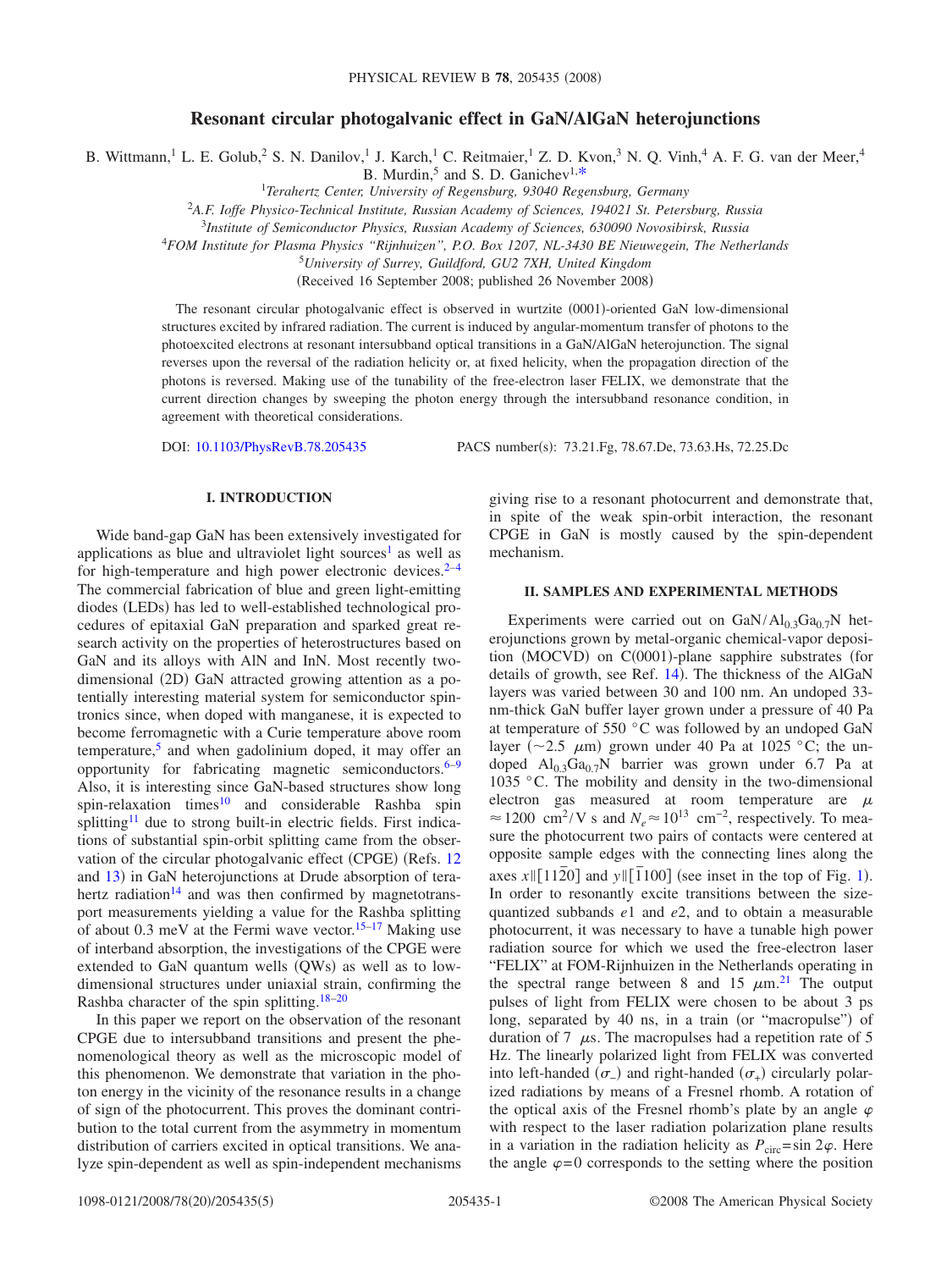# Resonant circular photogalvanic effect in GaN/AlGaN heterojunctions

B. Wittmann,[1] L. E. Golub,[2] S. N. Danilov,[1] J. Karch,[1] C. Reitmaier,[1] Z. D. Kvon,[3] N. Q. Vinh,[4] A. F. G. van der Meer,[4] B. Murdin,[5] and S. D. Ganichev[1,*]

[1]*Terahertz Center, University of Regensburg, 93040 Regensburg, Germany*

[2]*A.F. Ioffe Physico-Technical Institute, Russian Academy of Sciences, 194021 St. Petersburg, Russia*

[3]*Institute of Semiconductor Physics, Russian Academy of Sciences, 630090 Novosibirsk, Russia*

[4]*FOM Institute for Plasma Physics "Rijnhuizen", P.O. Box 1207, NL-3430 BE Nieuwegein, The Netherlands*

[5]*University of Surrey, Guildford, GU2 7XH, United Kingdom*

(Received 16 September 2008; published 26 November 2008)

The resonant circular photogalvanic effect is observed in wurtzite (0001)-oriented GaN low-dimensional structures excited by infrared radiation. The current is induced by angular-momentum transfer of photons to the photoexcited electrons at resonant intersubband optical transitions in a GaN/AlGaN heterojunction. The signal reverses upon the reversal of the radiation helicity or, at fixed helicity, when the propagation direction of the photons is reversed. Making use of the tunability of the free-electron laser FELIX, we demonstrate that the current direction changes by sweeping the photon energy through the intersubband resonance condition, in agreement with theoretical considerations.

DOI: 10.1103/PhysRevB.78.205435 PACS number(s): 73.21.Fg, 78.67.De, 73.63.Hs, 72.25.Dc

## I. INTRODUCTION

Wide band-gap GaN has been extensively investigated for applications as blue and ultraviolet light sources[1] as well as for high-temperature and high power electronic devices.[2–4] The commercial fabrication of blue and green light-emitting diodes (LEDs) has led to well-established technological procedures of epitaxial GaN preparation and sparked great research activity on the properties of heterostructures based on GaN and its alloys with AlN and InN. Most recently two-dimensional (2D) GaN attracted growing attention as a potentially interesting material system for semiconductor spintronics since, when doped with manganese, it is expected to become ferromagnetic with a Curie temperature above room temperature,[5] and when gadolinium doped, it may offer an opportunity for fabricating magnetic semiconductors.[6–9] Also, it is interesting since GaN-based structures show long spin-relaxation times[10] and considerable Rashba spin splitting[11] due to strong built-in electric fields. First indications of substantial spin-orbit splitting came from the observation of the circular photogalvanic effect (CPGE) (Refs. 12 and 13) in GaN heterojunctions at Drude absorption of terahertz radiation[14] and was then confirmed by magnetotransport measurements yielding a value for the Rashba splitting of about 0.3 meV at the Fermi wave vector.[15–17] Making use of interband absorption, the investigations of the CPGE were extended to GaN quantum wells (QWs) as well as to low-dimensional structures under uniaxial strain, confirming the Rashba character of the spin splitting.[18–20]

In this paper we report on the observation of the resonant CPGE due to intersubband transitions and present the phenomenological theory as well as the microscopic model of this phenomenon. We demonstrate that variation in the photon energy in the vicinity of the resonance results in a change of sign of the photocurrent. This proves the dominant contribution to the total current from the asymmetry in momentum distribution of carriers excited in optical transitions. We analyze spin-dependent as well as spin-independent mechanisms giving rise to a resonant photocurrent and demonstrate that, in spite of the weak spin-orbit interaction, the resonant CPGE in GaN is mostly caused by the spin-dependent mechanism.

## II. SAMPLES AND EXPERIMENTAL METHODS

Experiments were carried out on GaN/$Al_{0.3}Ga_{0.7}N$ heterojunctions grown by metal-organic chemical-vapor deposition (MOCVD) on C(0001)-plane sapphire substrates (for details of growth, see Ref. 14). The thickness of the AlGaN layers was varied between 30 and 100 nm. An undoped 33-nm-thick GaN buffer layer grown under a pressure of 40 Pa at temperature of 550 °C was followed by an undoped GaN layer (~2.5 μm) grown under 40 Pa at 1025 °C; the undoped $Al_{0.3}Ga_{0.7}N$ barrier was grown under 6.7 Pa at 1035 °C. The mobility and density in the two-dimensional electron gas measured at room temperature are $\mu \approx 1200$ cm$^2$/V s and $N_e \approx 10^{13}$ cm$^{-2}$, respectively. To measure the photocurrent two pairs of contacts were centered at opposite sample edges with the connecting lines along the axes $x \parallel [11\bar{2}0]$ and $y \parallel [\bar{1}100]$ (see inset in the top of Fig. 1). In order to resonantly excite transitions between the size-quantized subbands $e1$ and $e2$, and to obtain a measurable photocurrent, it was necessary to have a tunable high power radiation source for which we used the free-electron laser "FELIX" at FOM-Rijnhuizen in the Netherlands operating in the spectral range between 8 and 15 μm.[21] The output pulses of light from FELIX were chosen to be about 3 ps long, separated by 40 ns, in a train (or "macropulse") of duration of 7 μs. The macropulses had a repetition rate of 5 Hz. The linearly polarized light from FELIX was converted into left-handed ($\sigma_-$) and right-handed ($\sigma_+$) circularly polarized radiations by means of a Fresnel rhomb. A rotation of the optical axis of the Fresnel rhomb's plate by an angle $\varphi$ with respect to the laser radiation polarization plane results in a variation in the radiation helicity as $P_{\text{circ}} = \sin 2\varphi$. Here the angle $\varphi = 0$ corresponds to the setting where the position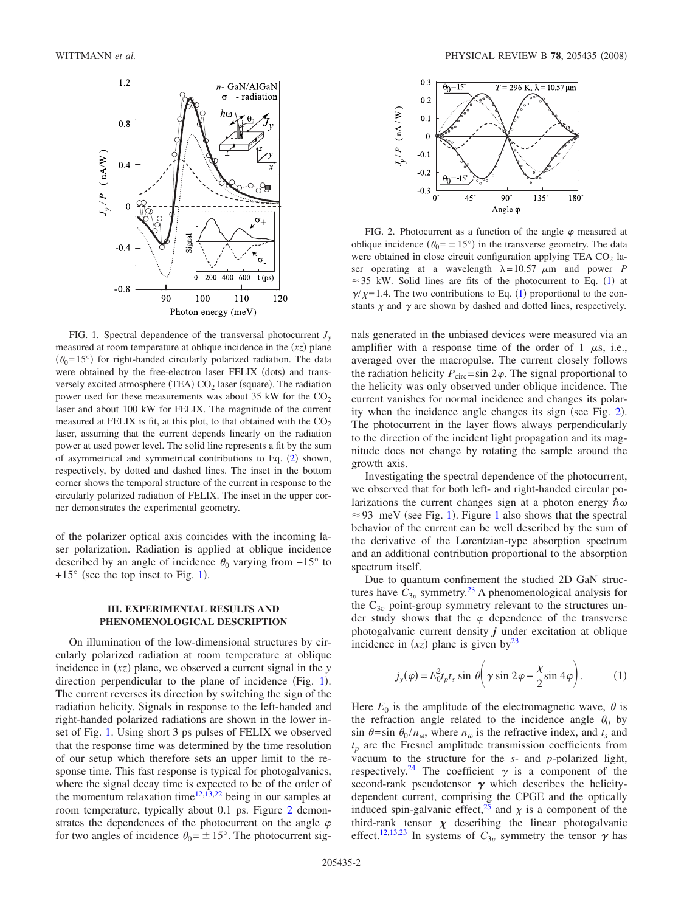FIG. 1. Spectral dependence of the transversal photocurrent $J_y$ measured at room temperature at oblique incidence in the $(xz)$ plane ($\theta_0=15°$) for right-handed circularly polarized radiation. The data were obtained by the free-electron laser FELIX (dots) and transversely excited atmosphere (TEA) $CO_2$ laser (square). The radiation power used for these measurements was about 35 kW for the $CO_2$ laser and about 100 kW for FELIX. The magnitude of the current measured at FELIX is fit, at this plot, to that obtained with the $CO_2$ laser, assuming that the current depends linearly on the radiation power at used power level. The solid line represents a fit by the sum of asymmetrical and symmetrical contributions to Eq. (2) shown, respectively, by dotted and dashed lines. The inset in the bottom corner shows the temporal structure of the current in response to the circularly polarized radiation of FELIX. The inset in the upper corner demonstrates the experimental geometry.

of the polarizer optical axis coincides with the incoming laser polarization. Radiation is applied at oblique incidence described by an angle of incidence $\theta_0$ varying from $-15°$ to $+15°$ (see the top inset to Fig. 1).

### III. EXPERIMENTAL RESULTS AND PHENOMENOLOGICAL DESCRIPTION

On illumination of the low-dimensional structures by circularly polarized radiation at room temperature at oblique incidence in $(xz)$ plane, we observed a current signal in the $y$ direction perpendicular to the plane of incidence (Fig. 1). The current reverses its direction by switching the sign of the radiation helicity. Signals in response to the left-handed and right-handed polarized radiations are shown in the lower inset of Fig. 1. Using short 3 ps pulses of FELIX we observed that the response time was determined by the time resolution of our setup which therefore sets an upper limit to the response time. This fast response is typical for photogalvanics, where the signal decay time is expected to be of the order of the momentum relaxation time[12,13,22] being in our samples at room temperature, typically about 0.1 ps. Figure 2 demonstrates the dependences of the photocurrent on the angle $\varphi$ for two angles of incidence $\theta_0=\pm 15°$. The photocurrent signals generated in the unbiased devices were measured via an amplifier with a response time of the order of 1 $\mu$s, i.e., averaged over the macropulse. The current closely follows the radiation helicity $P_{\text{circ}}=\sin 2\varphi$. The signal proportional to the helicity was only observed under oblique incidence. The current vanishes for normal incidence and changes its polarity when the incidence angle changes its sign (see Fig. 2). The photocurrent in the layer flows always perpendicularly to the direction of the incident light propagation and its magnitude does not change by rotating the sample around the growth axis.

FIG. 2. Photocurrent as a function of the angle $\varphi$ measured at oblique incidence ($\theta_0=\pm 15°$) in the transverse geometry. The data were obtained in close circuit configuration applying TEA $CO_2$ laser operating at a wavelength $\lambda=10.57$ $\mu$m and power $P \approx 35$ kW. Solid lines are fits of the photocurrent to Eq. (1) at $\gamma/\chi=1.4$. The two contributions to Eq. (1) proportional to the constants $\chi$ and $\gamma$ are shown by dashed and dotted lines, respectively.

Investigating the spectral dependence of the photocurrent, we observed that for both left- and right-handed circular polarizations the current changes sign at a photon energy $\hbar\omega \approx 93$ meV (see Fig. 1). Figure 1 also shows that the spectral behavior of the current can be well described by the sum of the derivative of the Lorentzian-type absorption spectrum and an additional contribution proportional to the absorption spectrum itself.

Due to quantum confinement the studied 2D GaN structures have $C_{3v}$ symmetry.[23] A phenomenological analysis for the $C_{3v}$ point-group symmetry relevant to the structures under study shows that the $\varphi$ dependence of the transverse photogalvanic current density $\boldsymbol{j}$ under excitation at oblique incidence in $(xz)$ plane is given by[23]

$$j_y(\varphi) = E_0^2 t_p t_s \sin\theta\left(\gamma \sin 2\varphi - \frac{\chi}{2}\sin 4\varphi\right). \tag{1}$$

Here $E_0$ is the amplitude of the electromagnetic wave, $\theta$ is the refraction angle related to the incidence angle $\theta_0$ by $\sin\theta = \sin\theta_0 / n_\omega$, where $n_\omega$ is the refractive index, and $t_s$ and $t_p$ are the Fresnel amplitude transmission coefficients from vacuum to the structure for the $s$- and $p$-polarized light, respectively.[24] The coefficient $\gamma$ is a component of the second-rank pseudotensor $\boldsymbol{\gamma}$ which describes the helicity-dependent current, comprising the CPGE and the optically induced spin-galvanic effect,[25] and $\chi$ is a component of the third-rank tensor $\boldsymbol{\chi}$ describing the linear photogalvanic effect.[12,13,23] In systems of $C_{3v}$ symmetry the tensor $\boldsymbol{\gamma}$ has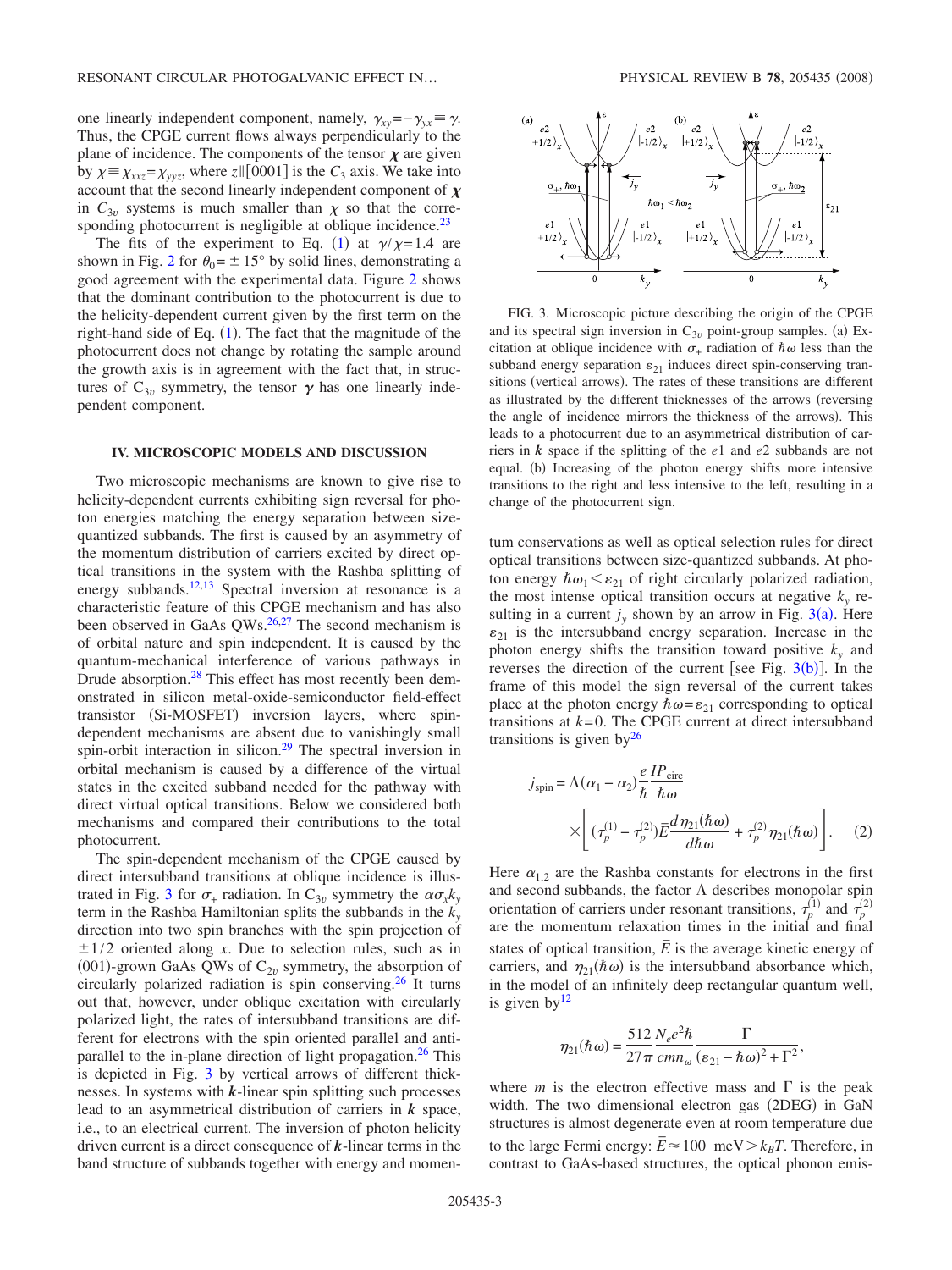one linearly independent component, namely, $\gamma_{xy}=-\gamma_{yx}\equiv\gamma$. Thus, the CPGE current flows always perpendicularly to the plane of incidence. The components of the tensor $\boldsymbol{\chi}$ are given by $\chi\equiv\chi_{xxz}=\chi_{yyz}$, where $z\parallel[0001]$ is the $C_3$ axis. We take into account that the second linearly independent component of $\boldsymbol{\chi}$ in $C_{3v}$ systems is much smaller than $\chi$ so that the corresponding photocurrent is negligible at oblique incidence.[23]

The fits of the experiment to Eq. (1) at $\gamma/\chi=1.4$ are shown in Fig. 2 for $\theta_0=\pm15°$ by solid lines, demonstrating a good agreement with the experimental data. Figure 2 shows that the dominant contribution to the photocurrent is due to the helicity-dependent current given by the first term on the right-hand side of Eq. (1). The fact that the magnitude of the photocurrent does not change by rotating the sample around the growth axis is in agreement with the fact that, in structures of $C_{3v}$ symmetry, the tensor $\boldsymbol{\gamma}$ has one linearly independent component.

## IV. MICROSCOPIC MODELS AND DISCUSSION

Two microscopic mechanisms are known to give rise to helicity-dependent currents exhibiting sign reversal for photon energies matching the energy separation between size-quantized subbands. The first is caused by an asymmetry of the momentum distribution of carriers excited by direct optical transitions in the system with the Rashba splitting of energy subbands.[12,13] Spectral inversion at resonance is a characteristic feature of this CPGE mechanism and has also been observed in GaAs QWs.[26,27] The second mechanism is of orbital nature and spin independent. It is caused by the quantum-mechanical interference of various pathways in Drude absorption.[28] This effect has most recently been demonstrated in silicon metal-oxide-semiconductor field-effect transistor (Si-MOSFET) inversion layers, where spin-dependent mechanisms are absent due to vanishingly small spin-orbit interaction in silicon.[29] The spectral inversion in orbital mechanism is caused by a difference of the virtual states in the excited subband needed for the pathway with direct virtual optical transitions. Below we considered both mechanisms and compared their contributions to the total photocurrent.

The spin-dependent mechanism of the CPGE caused by direct intersubband transitions at oblique incidence is illustrated in Fig. 3 for $\sigma_+$ radiation. In $C_{3v}$ symmetry the $\alpha\sigma_x k_y$ term in the Rashba Hamiltonian splits the subbands in the $k_y$ direction into two spin branches with the spin projection of $\pm1/2$ oriented along $x$. Due to selection rules, such as in (001)-grown GaAs QWs of $C_{2v}$ symmetry, the absorption of circularly polarized radiation is spin conserving.[26] It turns out that, however, under oblique excitation with circularly polarized light, the rates of intersubband transitions are different for electrons with the spin oriented parallel and antiparallel to the in-plane direction of light propagation.[26] This is depicted in Fig. 3 by vertical arrows of different thicknesses. In systems with $\boldsymbol{k}$-linear spin splitting such processes lead to an asymmetrical distribution of carriers in $\boldsymbol{k}$ space, i.e., to an electrical current. The inversion of photon helicity driven current is a direct consequence of $\boldsymbol{k}$-linear terms in the band structure of subbands together with energy and momentum conservations as well as optical selection rules for direct optical transitions between size-quantized subbands. At photon energy $\hbar\omega_1<\varepsilon_{21}$ of right circularly polarized radiation, the most intense optical transition occurs at negative $k_y$ resulting in a current $j_y$ shown by an arrow in Fig. 3(a). Here $\varepsilon_{21}$ is the intersubband energy separation. Increase in the photon energy shifts the transition toward positive $k_y$ and reverses the direction of the current [see Fig. 3(b)]. In the frame of this model the sign reversal of the current takes place at the photon energy $\hbar\omega=\varepsilon_{21}$ corresponding to optical transitions at $k=0$. The CPGE current at direct intersubband transitions is given by[26]

$$j_{\text{spin}}=\Lambda(\alpha_1-\alpha_2)\frac{e}{\hbar}\frac{IP_{\text{circ}}}{\hbar\omega}\times\left[(\tau_p^{(1)}-\tau_p^{(2)})\bar{E}\frac{d\eta_{21}(\hbar\omega)}{d\hbar\omega}+\tau_p^{(2)}\eta_{21}(\hbar\omega)\right]. \quad (2)$$

Here $\alpha_{1,2}$ are the Rashba constants for electrons in the first and second subbands, the factor $\Lambda$ describes monopolar spin orientation of carriers under resonant transitions, $\tau_p^{(1)}$ and $\tau_p^{(2)}$ are the momentum relaxation times in the initial and final states of optical transition, $\bar{E}$ is the average kinetic energy of carriers, and $\eta_{21}(\hbar\omega)$ is the intersubband absorbance which, in the model of an infinitely deep rectangular quantum well, is given by[12]

$$\eta_{21}(\hbar\omega)=\frac{512}{27\pi}\frac{N_e e^2\hbar}{cmn_\omega}\frac{\Gamma}{(\varepsilon_{21}-\hbar\omega)^2+\Gamma^2},$$

where $m$ is the electron effective mass and $\Gamma$ is the peak width. The two dimensional electron gas (2DEG) in GaN structures is almost degenerate even at room temperature due to the large Fermi energy: $\bar{E}\approx100$ meV$>k_BT$. Therefore, in contrast to GaAs-based structures, the optical phonon emis-

FIG. 3. Microscopic picture describing the origin of the CPGE and its spectral sign inversion in $C_{3v}$ point-group samples. (a) Excitation at oblique incidence with $\sigma_+$ radiation of $\hbar\omega$ less than the subband energy separation $\varepsilon_{21}$ induces direct spin-conserving transitions (vertical arrows). The rates of these transitions are different as illustrated by the different thicknesses of the arrows (reversing the angle of incidence mirrors the thickness of the arrows). This leads to a photocurrent due to an asymmetrical distribution of carriers in $\boldsymbol{k}$ space if the splitting of the $e1$ and $e2$ subbands are not equal. (b) Increasing of the photon energy shifts more intensive transitions to the right and less intensive to the left, resulting in a change of the photocurrent sign.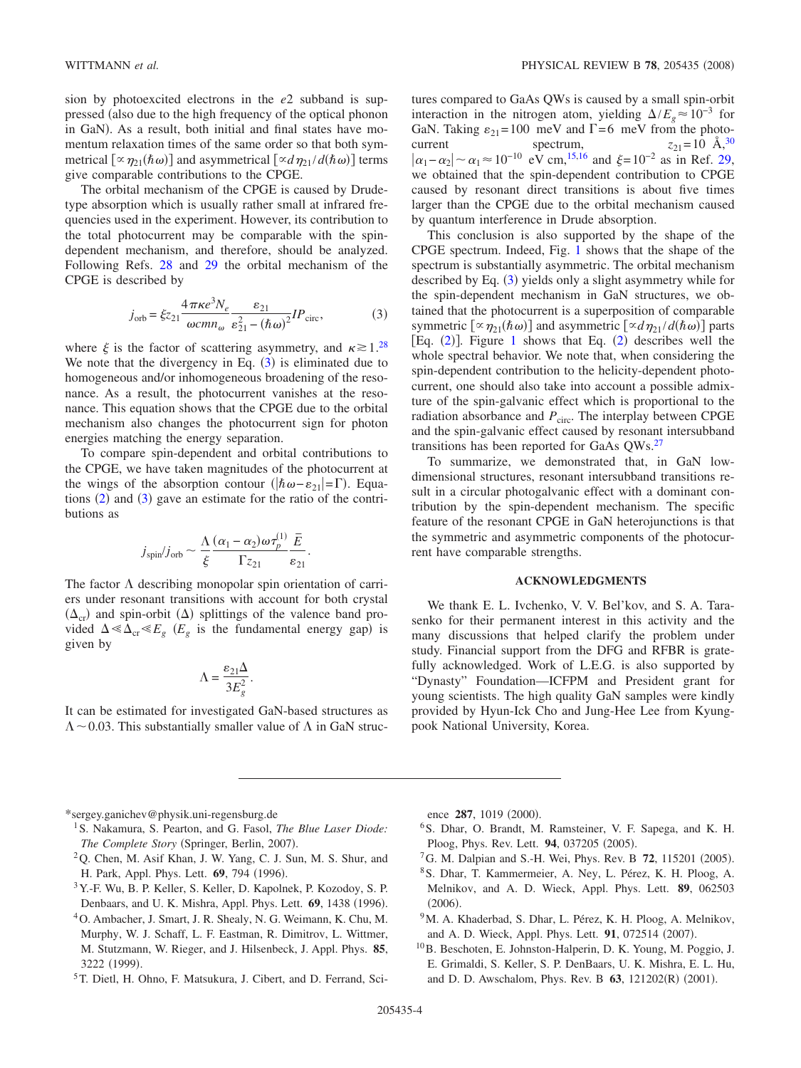sion by photoexcited electrons in the $e2$ subband is suppressed (also due to the high frequency of the optical phonon in GaN). As a result, both initial and final states have momentum relaxation times of the same order so that both symmetrical [$\propto \eta_{21}(\hbar\omega)$] and asymmetrical [$\propto d\eta_{21}/d(\hbar\omega)$] terms give comparable contributions to the CPGE.

The orbital mechanism of the CPGE is caused by Drude-type absorption which is usually rather small at infrared frequencies used in the experiment. However, its contribution to the total photocurrent may be comparable with the spin-dependent mechanism, and therefore, should be analyzed. Following Refs. 28 and 29 the orbital mechanism of the CPGE is described by

$$j_{\rm orb} = \xi z_{21} \frac{4\pi\kappa e^3 N_e}{\omega c m n_\omega} \frac{\varepsilon_{21}}{\varepsilon_{21}^2 - (\hbar\omega)^2} I P_{\rm circ}, \tag{3}$$

where $\xi$ is the factor of scattering asymmetry, and $\kappa \gtrsim 1$.[28] We note that the divergency in Eq. (3) is eliminated due to homogeneous and/or inhomogeneous broadening of the resonance. As a result, the photocurrent vanishes at the resonance. This equation shows that the CPGE due to the orbital mechanism also changes the photocurrent sign for photon energies matching the energy separation.

To compare spin-dependent and orbital contributions to the CPGE, we have taken magnitudes of the photocurrent at the wings of the absorption contour ($|\hbar\omega - \varepsilon_{21}| = \Gamma$). Equations (2) and (3) gave an estimate for the ratio of the contributions as

$$j_{\rm spin}/j_{\rm orb} \sim \frac{\Lambda}{\xi} \frac{(\alpha_1 - \alpha_2)\omega\tau_p^{(1)}}{\Gamma z_{21}} \frac{\bar{E}}{\varepsilon_{21}}.$$

The factor $\Lambda$ describing monopolar spin orientation of carriers under resonant transitions with account for both crystal ($\Delta_{\rm cr}$) and spin-orbit ($\Delta$) splittings of the valence band provided $\Delta \ll \Delta_{\rm cr} \ll E_g$ ($E_g$ is the fundamental energy gap) is given by

$$\Lambda = \frac{\varepsilon_{21}\Delta}{3E_g^2}.$$

It can be estimated for investigated GaN-based structures as $\Lambda \sim 0.03$. This substantially smaller value of $\Lambda$ in GaN structures compared to GaAs QWs is caused by a small spin-orbit interaction in the nitrogen atom, yielding $\Delta/E_g \approx 10^{-3}$ for GaN. Taking $\varepsilon_{21} = 100$ meV and $\Gamma = 6$ meV from the photocurrent spectrum, $z_{21} = 10$ Å,[30] $|\alpha_1 - \alpha_2| \sim \alpha_1 \approx 10^{-10}$ eV cm,[15,16] and $\xi = 10^{-2}$ as in Ref. 29, we obtained that the spin-dependent contribution to CPGE caused by resonant direct transitions is about five times larger than the CPGE due to the orbital mechanism caused by quantum interference in Drude absorption.

This conclusion is also supported by the shape of the CPGE spectrum. Indeed, Fig. 1 shows that the shape of the spectrum is substantially asymmetric. The orbital mechanism described by Eq. (3) yields only a slight asymmetry while for the spin-dependent mechanism in GaN structures, we obtained that the photocurrent is a superposition of comparable symmetric [$\propto \eta_{21}(\hbar\omega)$] and asymmetric [$\propto d\eta_{21}/d(\hbar\omega)$] parts [Eq. (2)]. Figure 1 shows that Eq. (2) describes well the whole spectral behavior. We note that, when considering the spin-dependent contribution to the helicity-dependent photocurrent, one should also take into account a possible admixture of the spin-galvanic effect which is proportional to the radiation absorbance and $P_{\rm circ}$. The interplay between CPGE and the spin-galvanic effect caused by resonant intersubband transitions has been reported for GaAs QWs.[27]

To summarize, we demonstrated that, in GaN low-dimensional structures, resonant intersubband transitions result in a circular photogalvanic effect with a dominant contribution by the spin-dependent mechanism. The specific feature of the resonant CPGE in GaN heterojunctions is that the symmetric and asymmetric components of the photocurrent have comparable strengths.

## ACKNOWLEDGMENTS

We thank E. L. Ivchenko, V. V. Bel'kov, and S. A. Tarasenko for their permanent interest in this activity and the many discussions that helped clarify the problem under study. Financial support from the DFG and RFBR is gratefully acknowledged. Work of L.E.G. is also supported by "Dynasty" Foundation—ICFPM and President grant for young scientists. The high quality GaN samples were kindly provided by Hyun-Ick Cho and Jung-Hee Lee from Kyungpook National University, Korea.

---

*sergey.ganichev@physik.uni-regensburg.de

[1] S. Nakamura, S. Pearton, and G. Fasol, *The Blue Laser Diode: The Complete Story* (Springer, Berlin, 2007).

[2] Q. Chen, M. Asif Khan, J. W. Yang, C. J. Sun, M. S. Shur, and H. Park, Appl. Phys. Lett. **69**, 794 (1996).

[3] Y.-F. Wu, B. P. Keller, S. Keller, D. Kapolnek, P. Kozodoy, S. P. Denbaars, and U. K. Mishra, Appl. Phys. Lett. **69**, 1438 (1996).

[4] O. Ambacher, J. Smart, J. R. Shealy, N. G. Weimann, K. Chu, M. Murphy, W. J. Schaff, L. F. Eastman, R. Dimitrov, L. Wittmer, M. Stutzmann, W. Rieger, and J. Hilsenbeck, J. Appl. Phys. **85**, 3222 (1999).

[5] T. Dietl, H. Ohno, F. Matsukura, J. Cibert, and D. Ferrand, Science **287**, 1019 (2000).

[6] S. Dhar, O. Brandt, M. Ramsteiner, V. F. Sapega, and K. H. Ploog, Phys. Rev. Lett. **94**, 037205 (2005).

[7] G. M. Dalpian and S.-H. Wei, Phys. Rev. B **72**, 115201 (2005).

[8] S. Dhar, T. Kammermeier, A. Ney, L. Pérez, K. H. Ploog, A. Melnikov, and A. D. Wieck, Appl. Phys. Lett. **89**, 062503 (2006).

[9] M. A. Khaderbad, S. Dhar, L. Pérez, K. H. Ploog, A. Melnikov, and A. D. Wieck, Appl. Phys. Lett. **91**, 072514 (2007).

[10] B. Beschoten, E. Johnston-Halperin, D. K. Young, M. Poggio, J. E. Grimaldi, S. Keller, S. P. DenBaars, U. K. Mishra, E. L. Hu, and D. D. Awschalom, Phys. Rev. B **63**, 121202(R) (2001).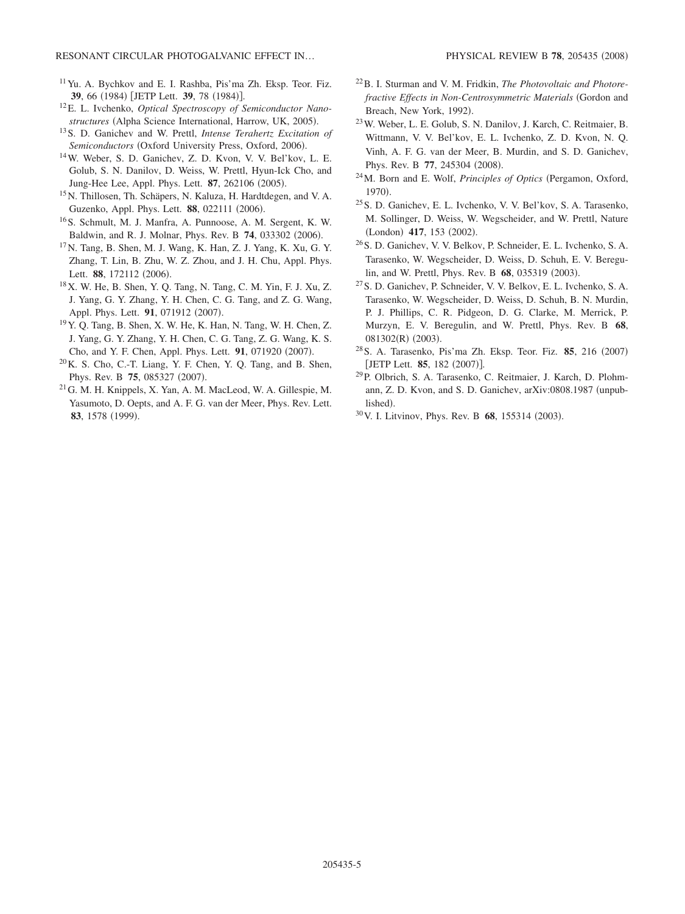[11] Yu. A. Bychkov and E. I. Rashba, Pis'ma Zh. Eksp. Teor. Fiz. **39**, 66 (1984) [JETP Lett. **39**, 78 (1984)].

[12] E. L. Ivchenko, *Optical Spectroscopy of Semiconductor Nanostructures* (Alpha Science International, Harrow, UK, 2005).

[13] S. D. Ganichev and W. Prettl, *Intense Terahertz Excitation of Semiconductors* (Oxford University Press, Oxford, 2006).

[14] W. Weber, S. D. Ganichev, Z. D. Kvon, V. V. Bel'kov, L. E. Golub, S. N. Danilov, D. Weiss, W. Prettl, Hyun-Ick Cho, and Jung-Hee Lee, Appl. Phys. Lett. **87**, 262106 (2005).

[15] N. Thillosen, Th. Schäpers, N. Kaluza, H. Hardtdegen, and V. A. Guzenko, Appl. Phys. Lett. **88**, 022111 (2006).

[16] S. Schmult, M. J. Manfra, A. Punnoose, A. M. Sergent, K. W. Baldwin, and R. J. Molnar, Phys. Rev. B **74**, 033302 (2006).

[17] N. Tang, B. Shen, M. J. Wang, K. Han, Z. J. Yang, K. Xu, G. Y. Zhang, T. Lin, B. Zhu, W. Z. Zhou, and J. H. Chu, Appl. Phys. Lett. **88**, 172112 (2006).

[18] X. W. He, B. Shen, Y. Q. Tang, N. Tang, C. M. Yin, F. J. Xu, Z. J. Yang, G. Y. Zhang, Y. H. Chen, C. G. Tang, and Z. G. Wang, Appl. Phys. Lett. **91**, 071912 (2007).

[19] Y. Q. Tang, B. Shen, X. W. He, K. Han, N. Tang, W. H. Chen, Z. J. Yang, G. Y. Zhang, Y. H. Chen, C. G. Tang, Z. G. Wang, K. S. Cho, and Y. F. Chen, Appl. Phys. Lett. **91**, 071920 (2007).

[20] K. S. Cho, C.-T. Liang, Y. F. Chen, Y. Q. Tang, and B. Shen, Phys. Rev. B **75**, 085327 (2007).

[21] G. M. H. Knippels, X. Yan, A. M. MacLeod, W. A. Gillespie, M. Yasumoto, D. Oepts, and A. F. G. van der Meer, Phys. Rev. Lett. **83**, 1578 (1999).

[22] B. I. Sturman and V. M. Fridkin, *The Photovoltaic and Photorefractive Effects in Non-Centrosymmetric Materials* (Gordon and Breach, New York, 1992).

[23] W. Weber, L. E. Golub, S. N. Danilov, J. Karch, C. Reitmaier, B. Wittmann, V. V. Bel'kov, E. L. Ivchenko, Z. D. Kvon, N. Q. Vinh, A. F. G. van der Meer, B. Murdin, and S. D. Ganichev, Phys. Rev. B **77**, 245304 (2008).

[24] M. Born and E. Wolf, *Principles of Optics* (Pergamon, Oxford, 1970).

[25] S. D. Ganichev, E. L. Ivchenko, V. V. Bel'kov, S. A. Tarasenko, M. Sollinger, D. Weiss, W. Wegscheider, and W. Prettl, Nature (London) **417**, 153 (2002).

[26] S. D. Ganichev, V. V. Belkov, P. Schneider, E. L. Ivchenko, S. A. Tarasenko, W. Wegscheider, D. Weiss, D. Schuh, E. V. Beregulin, and W. Prettl, Phys. Rev. B **68**, 035319 (2003).

[27] S. D. Ganichev, P. Schneider, V. V. Belkov, E. L. Ivchenko, S. A. Tarasenko, W. Wegscheider, D. Weiss, D. Schuh, B. N. Murdin, P. J. Phillips, C. R. Pidgeon, D. G. Clarke, M. Merrick, P. Murzyn, E. V. Beregulin, and W. Prettl, Phys. Rev. B **68**, 081302(R) (2003).

[28] S. A. Tarasenko, Pis'ma Zh. Eksp. Teor. Fiz. **85**, 216 (2007) [JETP Lett. **85**, 182 (2007)].

[29] P. Olbrich, S. A. Tarasenko, C. Reitmaier, J. Karch, D. Plohmann, Z. D. Kvon, and S. D. Ganichev, arXiv:0808.1987 (unpublished).

[30] V. I. Litvinov, Phys. Rev. B **68**, 155314 (2003).